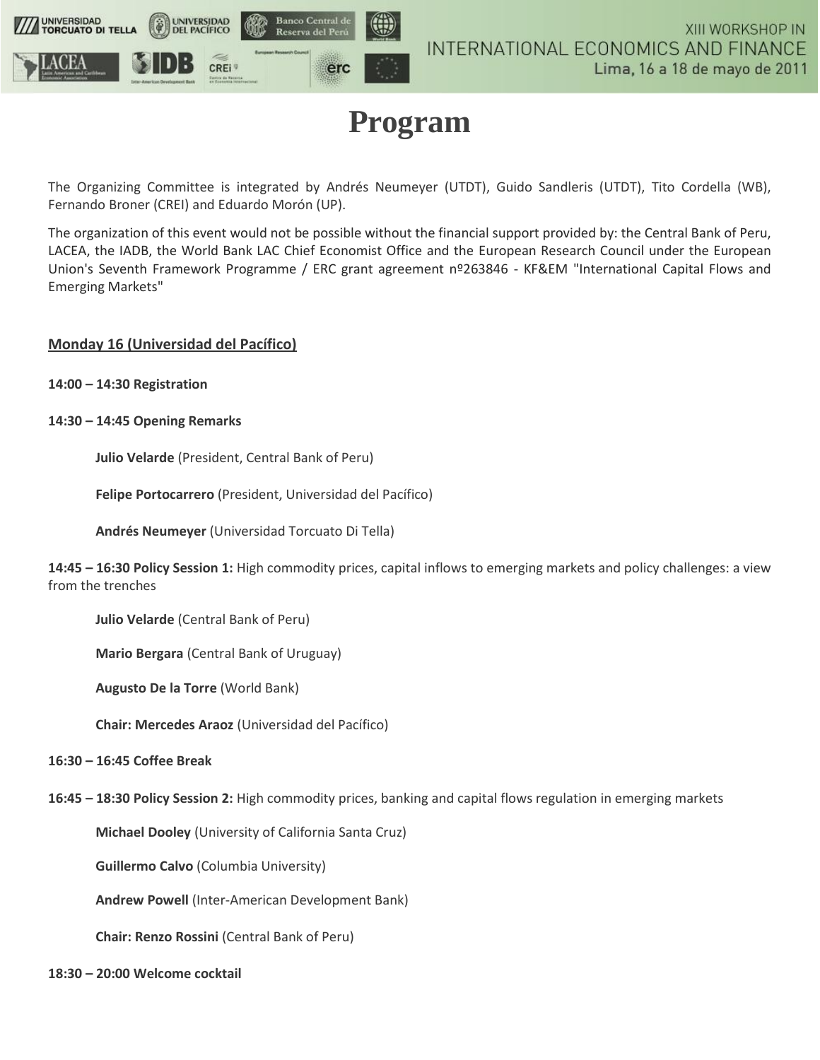# Program

The Organizing Committee is integrated by Andrés Neumeyer (UTDT), Guido Sandleris (UTDT), Tito Cordella (WB), Fernando Broner (CREI) and Eduardo Morón (UP).

The organization of this event would not be possible without the financial support provided by: the Central Bank of Peru, LACEA, the IADB, the World Bank LAC Chief Economist Office and the European Research Council under the European Union's Seventh Framework Programme / ERC grant agreement nº263846 - KF&EM "International Capital Flows and Emerging Markets"

## Monday 16 (Universidad del Pacífico)

**14:00 – 14:30 Registration**

**14:30 – 14:45 Opening Remarks**

**Julio Velarde** (President, Central Bank of Peru)

**Felipe Portocarrero** (President, Universidad del Pacífico)

**Andrés Neumeyer** (Universidad Torcuato Di Tella)

**14:45 – 16:30 Policy Session 1:** High commodity prices, capital inflows to emerging markets and policy challenges: a view from the trenches

**Julio Velarde** (Central Bank of Peru)

**Mario Bergara** (Central Bank of Uruguay)

**Augusto De la Torre** (World Bank)

**Chair: Mercedes Araoz** (Universidad del Pacífico)

**16:30 – 16:45 Coffee Break**

**16:45 – 18:30 Policy Session 2:** High commodity prices, banking and capital flows regulation in emerging markets

**Michael Dooley** (University of California Santa Cruz)

**Guillermo Calvo** (Columbia University)

**Andrew Powell** (Inter-American Development Bank)

**Chair: Renzo Rossini** (Central Bank of Peru)

**18:30 – 20:00 Welcome cocktail**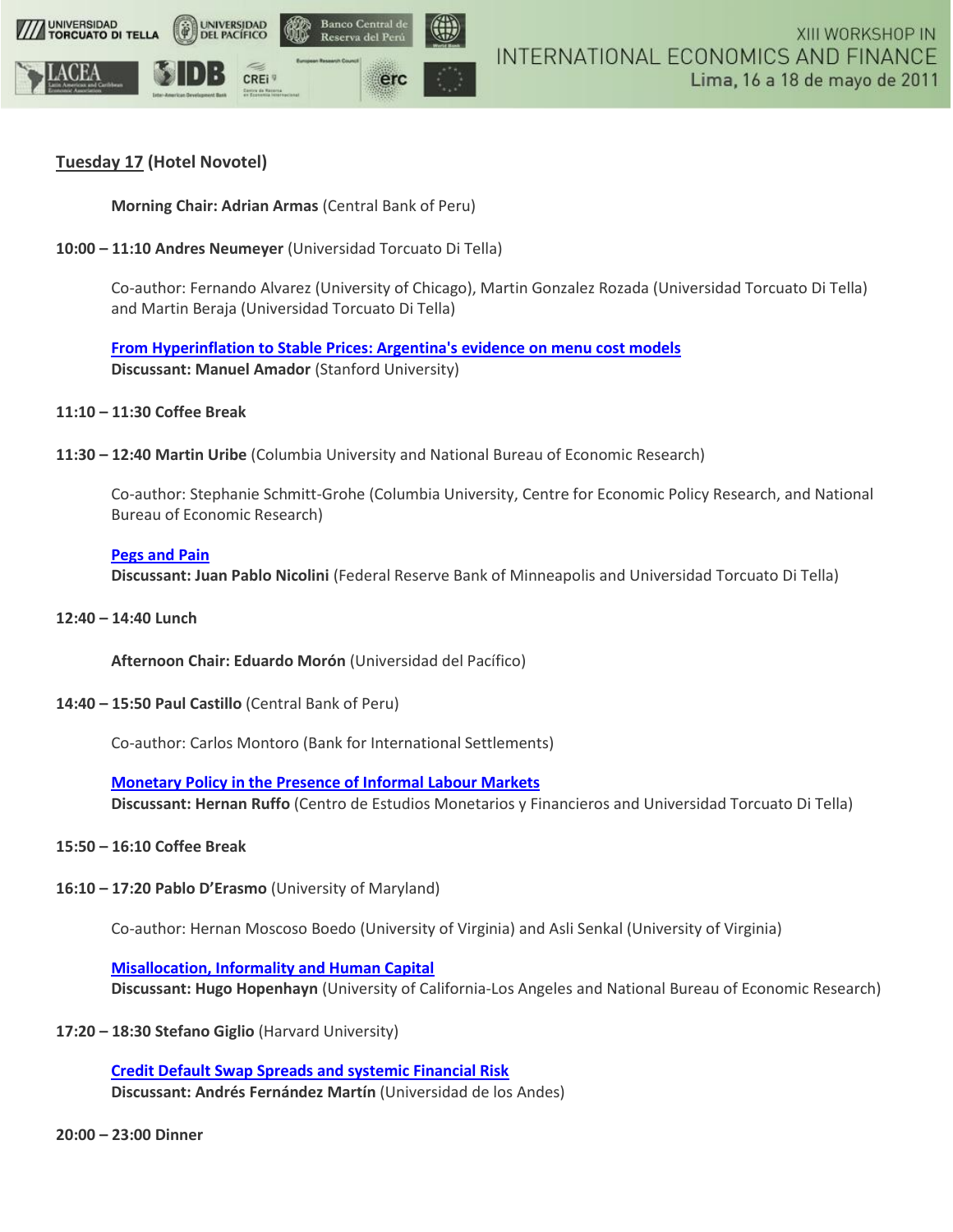## Tuesday 17 (Hotel Novotel)

**Morning Chair: Adrian Armas** (Central Bank of Peru)

**10:00 – 11:10 Andres Neumeyer** (Universidad Torcuato Di Tella)

Co-author: Fernando Alvarez (University of Chicago), Martin Gonzalez Rozada (Universidad Torcuato Di Tella) and Martin Beraja (Universidad Torcuato Di Tella)

**From Hyperinflation to Stable Prices: Argentina's evidence on menu cost models**
**Discussant: Manuel Amador** (Stanford University)

**11:10 – 11:30 Coffee Break**

**11:30 – 12:40 Martin Uribe** (Columbia University and National Bureau of Economic Research)

Co-author: Stephanie Schmitt-Grohe (Columbia University, Centre for Economic Policy Research, and National Bureau of Economic Research)

**Pegs and Pain**
**Discussant: Juan Pablo Nicolini** (Federal Reserve Bank of Minneapolis and Universidad Torcuato Di Tella)

**12:40 – 14:40 Lunch**

**Afternoon Chair: Eduardo Morón** (Universidad del Pacífico)

**14:40 – 15:50 Paul Castillo** (Central Bank of Peru)

Co-author: Carlos Montoro (Bank for International Settlements)

**Monetary Policy in the Presence of Informal Labour Markets**
**Discussant: Hernan Ruffo** (Centro de Estudios Monetarios y Financieros and Universidad Torcuato Di Tella)

**15:50 – 16:10 Coffee Break**

**16:10 – 17:20 Pablo D'Erasmo** (University of Maryland)

Co-author: Hernan Moscoso Boedo (University of Virginia) and Asli Senkal (University of Virginia)

**Misallocation, Informality and Human Capital**
**Discussant: Hugo Hopenhayn** (University of California-Los Angeles and National Bureau of Economic Research)

**17:20 – 18:30 Stefano Giglio** (Harvard University)

**Credit Default Swap Spreads and systemic Financial Risk**
**Discussant: Andrés Fernández Martín** (Universidad de los Andes)

**20:00 – 23:00 Dinner**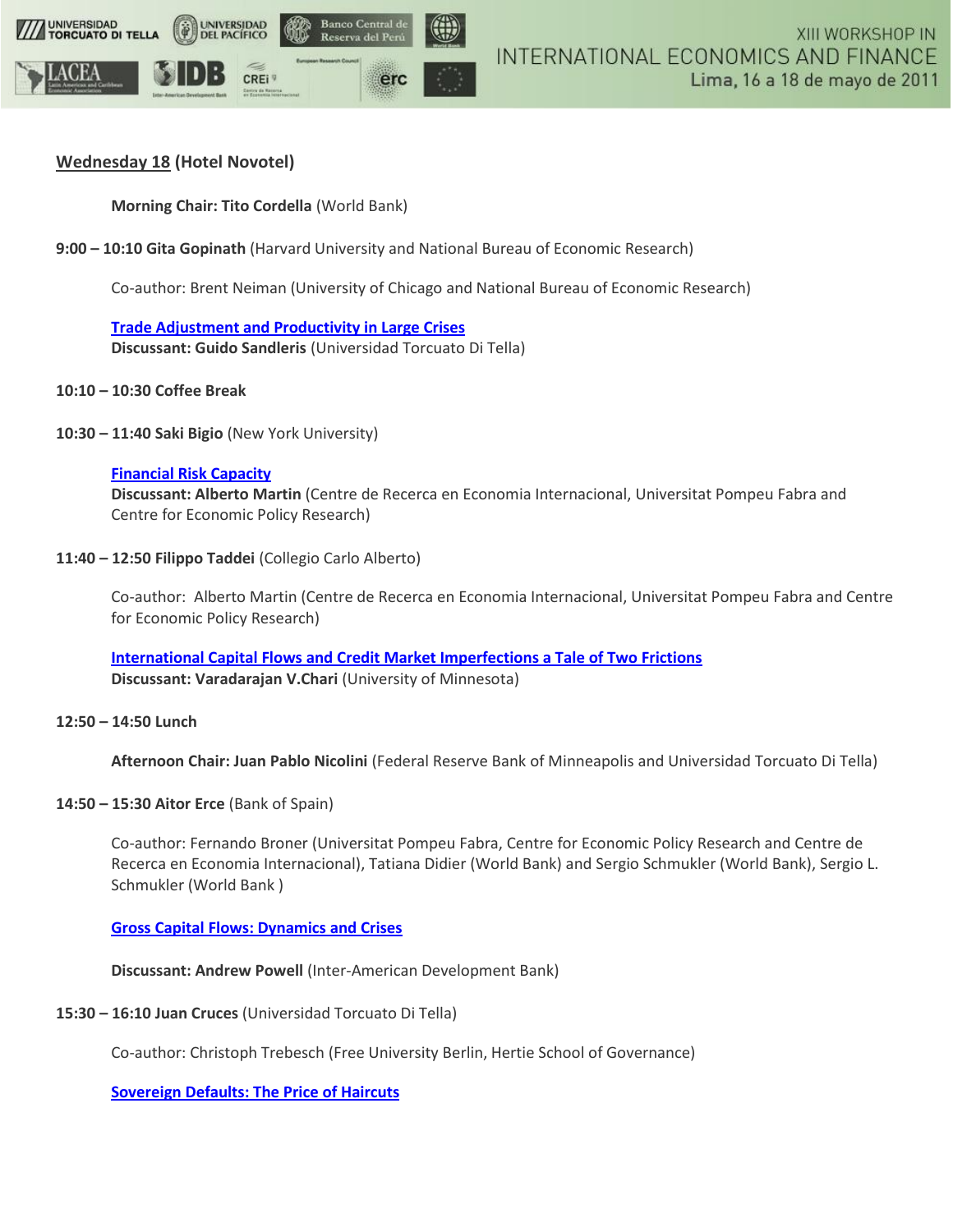## Wednesday 18 (Hotel Novotel)

**Morning Chair: Tito Cordella** (World Bank)

**9:00 – 10:10 Gita Gopinath** (Harvard University and National Bureau of Economic Research)

Co-author: Brent Neiman (University of Chicago and National Bureau of Economic Research)

[Trade Adjustment and Productivity in Large Crises]
**Discussant: Guido Sandleris** (Universidad Torcuato Di Tella)

**10:10 – 10:30 Coffee Break**

**10:30 – 11:40 Saki Bigio** (New York University)

[Financial Risk Capacity]
**Discussant: Alberto Martin** (Centre de Recerca en Economia Internacional, Universitat Pompeu Fabra and Centre for Economic Policy Research)

**11:40 – 12:50 Filippo Taddei** (Collegio Carlo Alberto)

Co-author: Alberto Martin (Centre de Recerca en Economia Internacional, Universitat Pompeu Fabra and Centre for Economic Policy Research)

[International Capital Flows and Credit Market Imperfections a Tale of Two Frictions]
**Discussant: Varadarajan V.Chari** (University of Minnesota)

**12:50 – 14:50 Lunch**

**Afternoon Chair: Juan Pablo Nicolini** (Federal Reserve Bank of Minneapolis and Universidad Torcuato Di Tella)

**14:50 – 15:30 Aitor Erce** (Bank of Spain)

Co-author: Fernando Broner (Universitat Pompeu Fabra, Centre for Economic Policy Research and Centre de Recerca en Economia Internacional), Tatiana Didier (World Bank) and Sergio Schmukler (World Bank), Sergio L. Schmukler (World Bank )

[Gross Capital Flows: Dynamics and Crises]

**Discussant: Andrew Powell** (Inter-American Development Bank)

**15:30 – 16:10 Juan Cruces** (Universidad Torcuato Di Tella)

Co-author: Christoph Trebesch (Free University Berlin, Hertie School of Governance)

[Sovereign Defaults: The Price of Haircuts]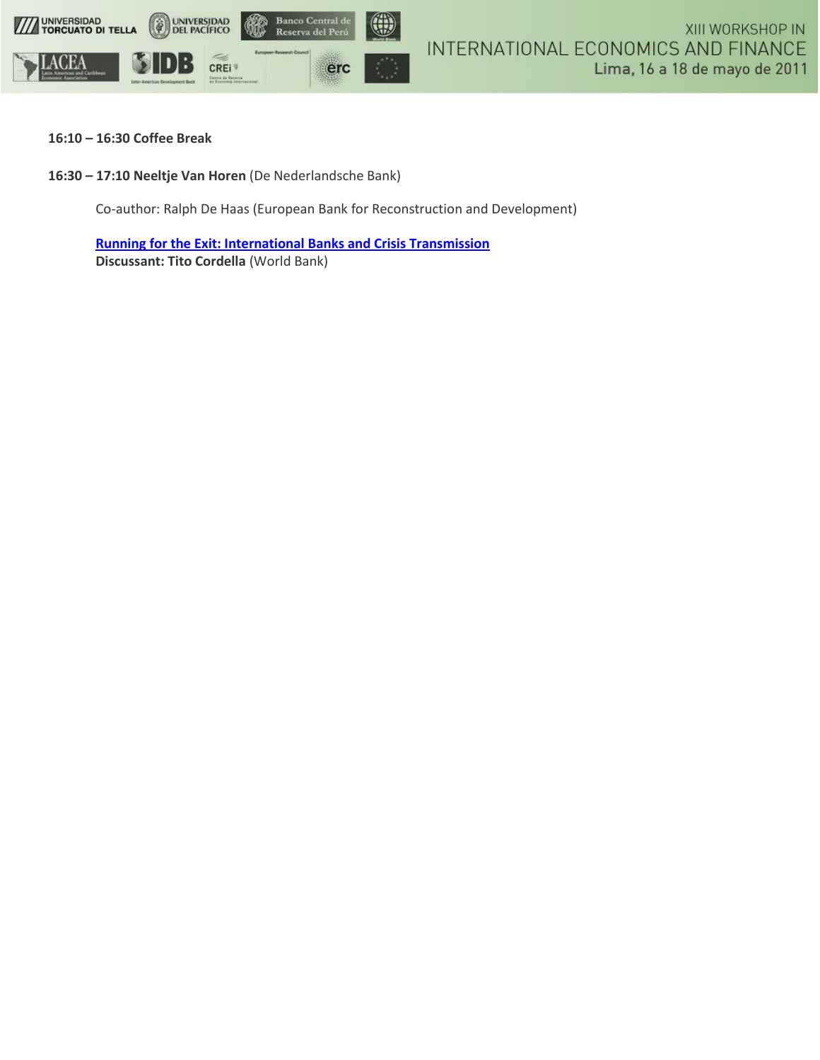**16:10 – 16:30 Coffee Break**

**16:30 – 17:10 Neeltje Van Horen** (De Nederlandsche Bank)

Co-author: Ralph De Haas (European Bank for Reconstruction and Development)

**Running for the Exit: International Banks and Crisis Transmission**

**Discussant: Tito Cordella** (World Bank)